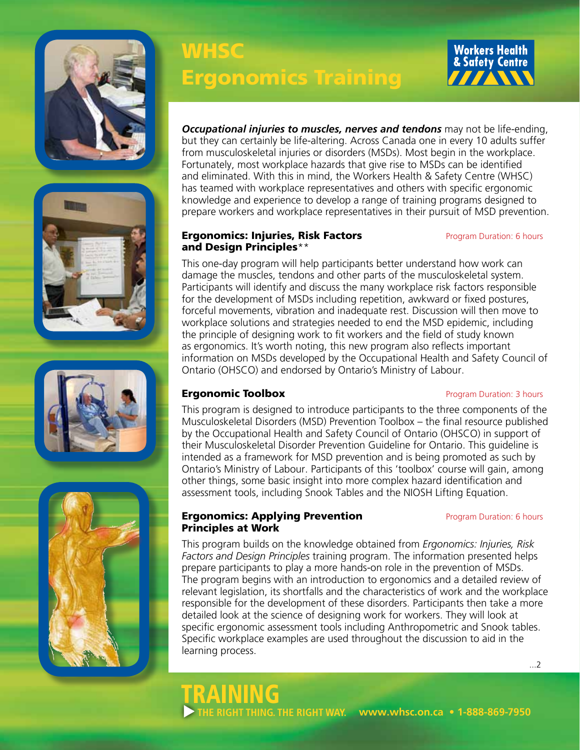# WHSC Ergonomics Training

Workers Health & Safety Centre

***Occupational injuries to muscles, nerves and tendons*** may not be life-ending, but they can certainly be life-altering. Across Canada one in every 10 adults suffer from musculoskeletal injuries or disorders (MSDs). Most begin in the workplace. Fortunately, most workplace hazards that give rise to MSDs can be identified and eliminated. With this in mind, the Workers Health & Safety Centre (WHSC) has teamed with workplace representatives and others with specific ergonomic knowledge and experience to develop a range of training programs designed to prepare workers and workplace representatives in their pursuit of MSD prevention.

## Ergonomics: Injuries, Risk Factors and Design Principles**

Program Duration: 6 hours

This one-day program will help participants better understand how work can damage the muscles, tendons and other parts of the musculoskeletal system. Participants will identify and discuss the many workplace risk factors responsible for the development of MSDs including repetition, awkward or fixed postures, forceful movements, vibration and inadequate rest. Discussion will then move to workplace solutions and strategies needed to end the MSD epidemic, including the principle of designing work to fit workers and the field of study known as ergonomics. It's worth noting, this new program also reflects important information on MSDs developed by the Occupational Health and Safety Council of Ontario (OHSCO) and endorsed by Ontario's Ministry of Labour.

## Ergonomic Toolbox

Program Duration: 3 hours

This program is designed to introduce participants to the three components of the Musculoskeletal Disorders (MSD) Prevention Toolbox – the final resource published by the Occupational Health and Safety Council of Ontario (OHSCO) in support of their Musculoskeletal Disorder Prevention Guideline for Ontario. This guideline is intended as a framework for MSD prevention and is being promoted as such by Ontario's Ministry of Labour. Participants of this 'toolbox' course will gain, among other things, some basic insight into more complex hazard identification and assessment tools, including Snook Tables and the NIOSH Lifting Equation.

## Ergonomics: Applying Prevention Principles at Work

Program Duration: 6 hours

This program builds on the knowledge obtained from *Ergonomics: Injuries, Risk Factors and Design Principles* training program. The information presented helps prepare participants to play a more hands-on role in the prevention of MSDs. The program begins with an introduction to ergonomics and a detailed review of relevant legislation, its shortfalls and the characteristics of work and the workplace responsible for the development of these disorders. Participants then take a more detailed look at the science of designing work for workers. They will look at specific ergonomic assessment tools including Anthropometric and Snook tables. Specific workplace examples are used throughout the discussion to aid in the learning process.

...2

**TRAINING**
THE RIGHT THING. THE RIGHT WAY. www.whsc.on.ca • 1-888-869-7950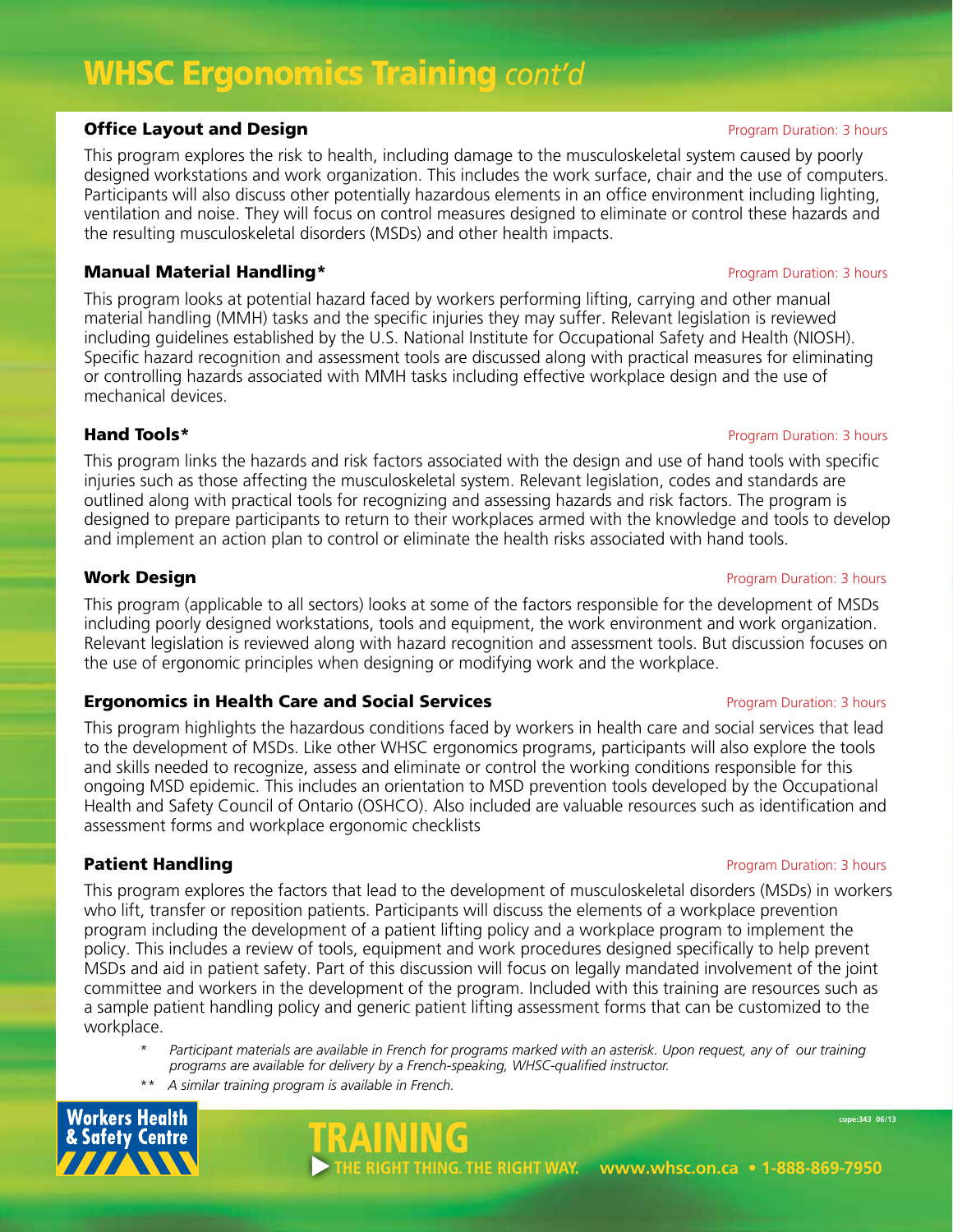# WHSC Ergonomics Training *cont'd*

### Office Layout and Design

Program Duration: 3 hours

This program explores the risk to health, including damage to the musculoskeletal system caused by poorly designed workstations and work organization. This includes the work surface, chair and the use of computers. Participants will also discuss other potentially hazardous elements in an office environment including lighting, ventilation and noise. They will focus on control measures designed to eliminate or control these hazards and the resulting musculoskeletal disorders (MSDs) and other health impacts.

### Manual Material Handling*

Program Duration: 3 hours

This program looks at potential hazard faced by workers performing lifting, carrying and other manual material handling (MMH) tasks and the specific injuries they may suffer. Relevant legislation is reviewed including guidelines established by the U.S. National Institute for Occupational Safety and Health (NIOSH). Specific hazard recognition and assessment tools are discussed along with practical measures for eliminating or controlling hazards associated with MMH tasks including effective workplace design and the use of mechanical devices.

### Hand Tools*

Program Duration: 3 hours

This program links the hazards and risk factors associated with the design and use of hand tools with specific injuries such as those affecting the musculoskeletal system. Relevant legislation, codes and standards are outlined along with practical tools for recognizing and assessing hazards and risk factors. The program is designed to prepare participants to return to their workplaces armed with the knowledge and tools to develop and implement an action plan to control or eliminate the health risks associated with hand tools.

### Work Design

Program Duration: 3 hours

This program (applicable to all sectors) looks at some of the factors responsible for the development of MSDs including poorly designed workstations, tools and equipment, the work environment and work organization. Relevant legislation is reviewed along with hazard recognition and assessment tools. But discussion focuses on the use of ergonomic principles when designing or modifying work and the workplace.

### Ergonomics in Health Care and Social Services

Program Duration: 3 hours

This program highlights the hazardous conditions faced by workers in health care and social services that lead to the development of MSDs. Like other WHSC ergonomics programs, participants will also explore the tools and skills needed to recognize, assess and eliminate or control the working conditions responsible for this ongoing MSD epidemic. This includes an orientation to MSD prevention tools developed by the Occupational Health and Safety Council of Ontario (OSHCO). Also included are valuable resources such as identification and assessment forms and workplace ergonomic checklists

### Patient Handling

Program Duration: 3 hours

This program explores the factors that lead to the development of musculoskeletal disorders (MSDs) in workers who lift, transfer or reposition patients. Participants will discuss the elements of a workplace prevention program including the development of a patient lifting policy and a workplace program to implement the policy. This includes a review of tools, equipment and work procedures designed specifically to help prevent MSDs and aid in patient safety. Part of this discussion will focus on legally mandated involvement of the joint committee and workers in the development of the program. Included with this training are resources such as a sample patient handling policy and generic patient lifting assessment forms that can be customized to the workplace.

\* *Participant materials are available in French for programs marked with an asterisk. Upon request, any of our training programs are available for delivery by a French-speaking, WHSC-qualified instructor.*

\*\* *A similar training program is available in French.*

Workers Health & Safety Centre

**TRAINING**
THE RIGHT THING. THE RIGHT WAY. www.whsc.on.ca • 1-888-869-7950

cope:343 06/13